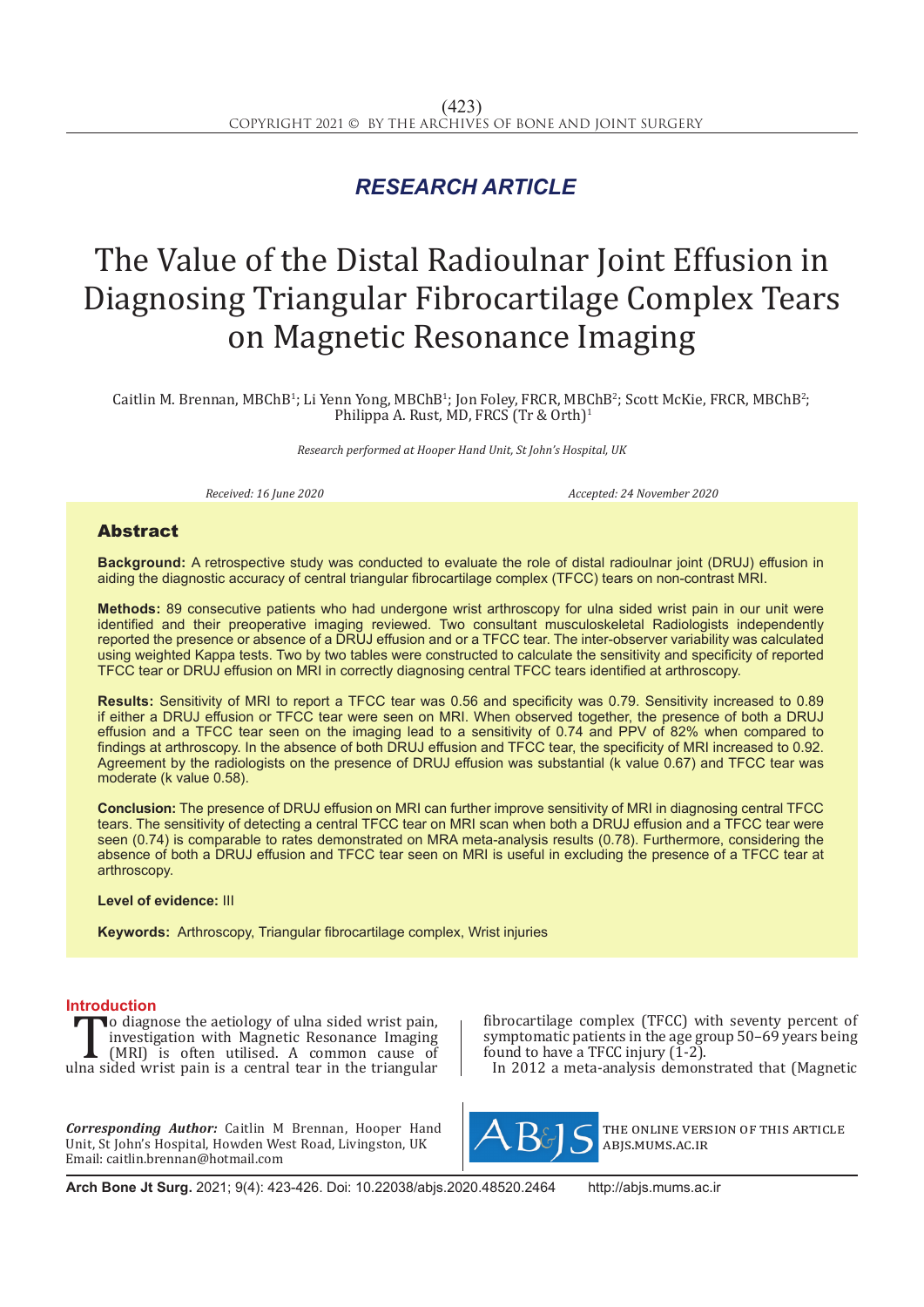*RESEARCH ARTICLE*

# The Value of the Distal Radioulnar Joint Effusion in Diagnosing Triangular Fibrocartilage Complex Tears on Magnetic Resonance Imaging

Caitlin M. Brennan, MBChB[1]; Li Yenn Yong, MBChB[1]; Jon Foley, FRCR, MBChB[2]; Scott McKie, FRCR, MBChB[2]; Philippa A. Rust, MD, FRCS (Tr & Orth)[1]

*Research performed at Hooper Hand Unit, St John's Hospital, UK*

*Received: 16 June 2020* *Accepted: 24 November 2020*

## Abstract

**Background:** A retrospective study was conducted to evaluate the role of distal radioulnar joint (DRUJ) effusion in aiding the diagnostic accuracy of central triangular fibrocartilage complex (TFCC) tears on non-contrast MRI.

**Methods:** 89 consecutive patients who had undergone wrist arthroscopy for ulna sided wrist pain in our unit were identified and their preoperative imaging reviewed. Two consultant musculoskeletal Radiologists independently reported the presence or absence of a DRUJ effusion and or a TFCC tear. The inter-observer variability was calculated using weighted Kappa tests. Two by two tables were constructed to calculate the sensitivity and specificity of reported TFCC tear or DRUJ effusion on MRI in correctly diagnosing central TFCC tears identified at arthroscopy.

**Results:** Sensitivity of MRI to report a TFCC tear was 0.56 and specificity was 0.79. Sensitivity increased to 0.89 if either a DRUJ effusion or TFCC tear were seen on MRI. When observed together, the presence of both a DRUJ effusion and a TFCC tear seen on the imaging lead to a sensitivity of 0.74 and PPV of 82% when compared to findings at arthroscopy. In the absence of both DRUJ effusion and TFCC tear, the specificity of MRI increased to 0.92. Agreement by the radiologists on the presence of DRUJ effusion was substantial (k value 0.67) and TFCC tear was moderate (k value 0.58).

**Conclusion:** The presence of DRUJ effusion on MRI can further improve sensitivity of MRI in diagnosing central TFCC tears. The sensitivity of detecting a central TFCC tear on MRI scan when both a DRUJ effusion and a TFCC tear were seen (0.74) is comparable to rates demonstrated on MRA meta-analysis results (0.78). Furthermore, considering the absence of both a DRUJ effusion and TFCC tear seen on MRI is useful in excluding the presence of a TFCC tear at arthroscopy.

**Level of evidence:** III

**Keywords:** Arthroscopy, Triangular fibrocartilage complex, Wrist injuries

## Introduction

To diagnose the aetiology of ulna sided wrist pain, investigation with Magnetic Resonance Imaging (MRI) is often utilised. A common cause of ulna sided wrist pain is a central tear in the triangular fibrocartilage complex (TFCC) with seventy percent of symptomatic patients in the age group 50–69 years being found to have a TFCC injury (1-2).

In 2012 a meta-analysis demonstrated that (Magnetic

*Corresponding Author:* Caitlin M Brennan, Hooper Hand Unit, St John's Hospital, Howden West Road, Livingston, UK
Email: caitlin.brennan@hotmail.com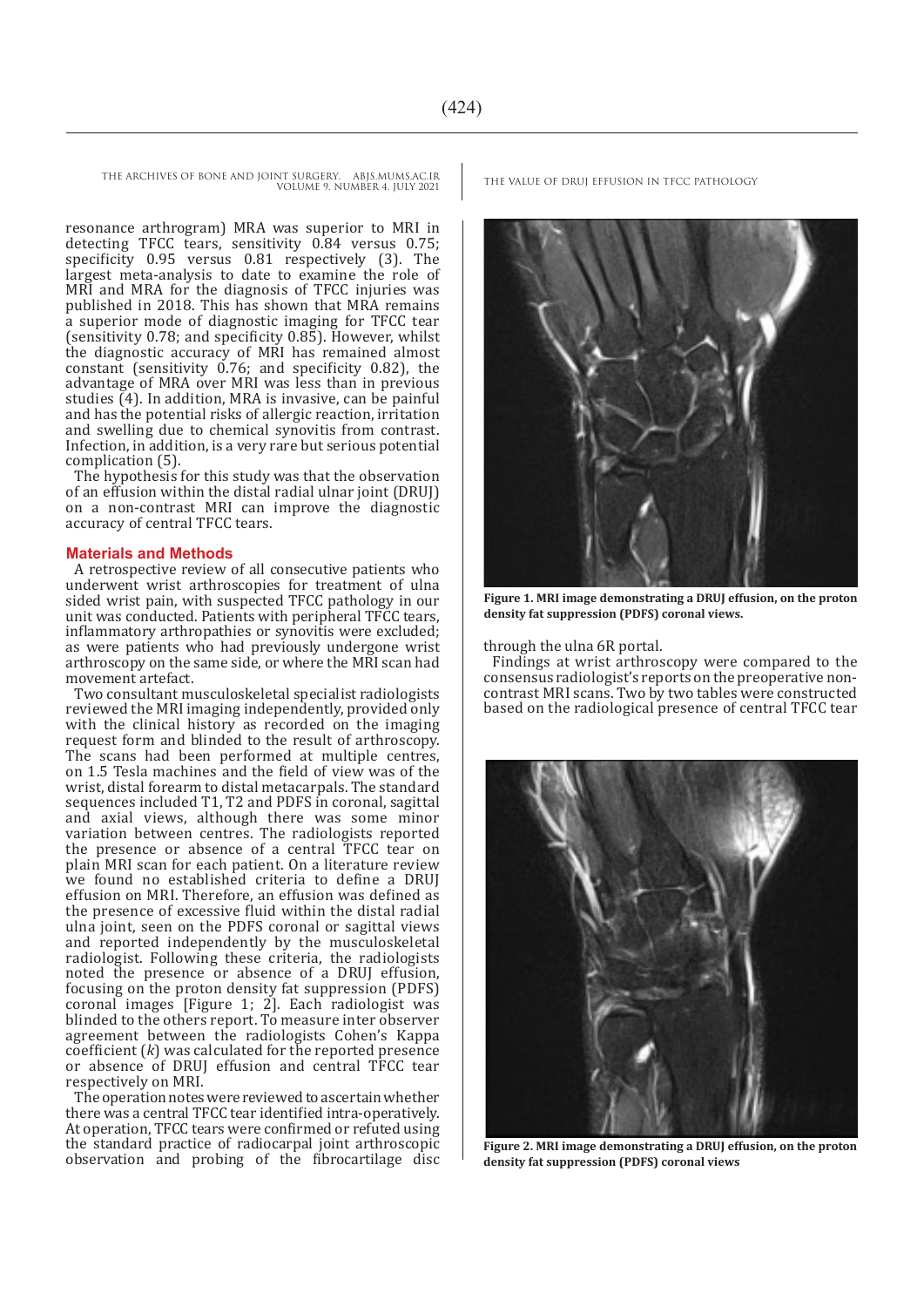resonance arthrogram) MRA was superior to MRI in detecting TFCC tears, sensitivity 0.84 versus 0.75; specificity 0.95 versus 0.81 respectively (3). The largest meta-analysis to date to examine the role of MRI and MRA for the diagnosis of TFCC injuries was published in 2018. This has shown that MRA remains a superior mode of diagnostic imaging for TFCC tear (sensitivity 0.78; and specificity 0.85). However, whilst the diagnostic accuracy of MRI has remained almost constant (sensitivity 0.76; and specificity 0.82), the advantage of MRA over MRI was less than in previous studies (4). In addition, MRA is invasive, can be painful and has the potential risks of allergic reaction, irritation and swelling due to chemical synovitis from contrast. Infection, in addition, is a very rare but serious potential complication (5).

The hypothesis for this study was that the observation of an effusion within the distal radial ulnar joint (DRUJ) on a non-contrast MRI can improve the diagnostic accuracy of central TFCC tears.

## Materials and Methods

A retrospective review of all consecutive patients who underwent wrist arthroscopies for treatment of ulna sided wrist pain, with suspected TFCC pathology in our unit was conducted. Patients with peripheral TFCC tears, inflammatory arthropathies or synovitis were excluded; as were patients who had previously undergone wrist arthroscopy on the same side, or where the MRI scan had movement artefact.

Two consultant musculoskeletal specialist radiologists reviewed the MRI imaging independently, provided only with the clinical history as recorded on the imaging request form and blinded to the result of arthroscopy. The scans had been performed at multiple centres, on 1.5 Tesla machines and the field of view was of the wrist, distal forearm to distal metacarpals. The standard sequences included T1, T2 and PDFS in coronal, sagittal and axial views, although there was some minor variation between centres. The radiologists reported the presence or absence of a central TFCC tear on plain MRI scan for each patient. On a literature review we found no established criteria to define a DRUJ effusion on MRI. Therefore, an effusion was defined as the presence of excessive fluid within the distal radial ulna joint, seen on the PDFS coronal or sagittal views and reported independently by the musculoskeletal radiologist. Following these criteria, the radiologists noted the presence or absence of a DRUJ effusion, focusing on the proton density fat suppression (PDFS) coronal images [Figure 1; 2]. Each radiologist was blinded to the others report. To measure inter observer agreement between the radiologists Cohen's Kappa coefficient ($k$) was calculated for the reported presence or absence of DRUJ effusion and central TFCC tear respectively on MRI.

The operation notes were reviewed to ascertain whether there was a central TFCC tear identified intra-operatively. At operation, TFCC tears were confirmed or refuted using the standard practice of radiocarpal joint arthroscopic observation and probing of the fibrocartilage disc through the ulna 6R portal.

Findings at wrist arthroscopy were compared to the consensus radiologist's reports on the preoperative non-contrast MRI scans. Two by two tables were constructed based on the radiological presence of central TFCC tear

**Figure 1. MRI image demonstrating a DRUJ effusion, on the proton density fat suppression (PDFS) coronal views.**

**Figure 2. MRI image demonstrating a DRUJ effusion, on the proton density fat suppression (PDFS) coronal views**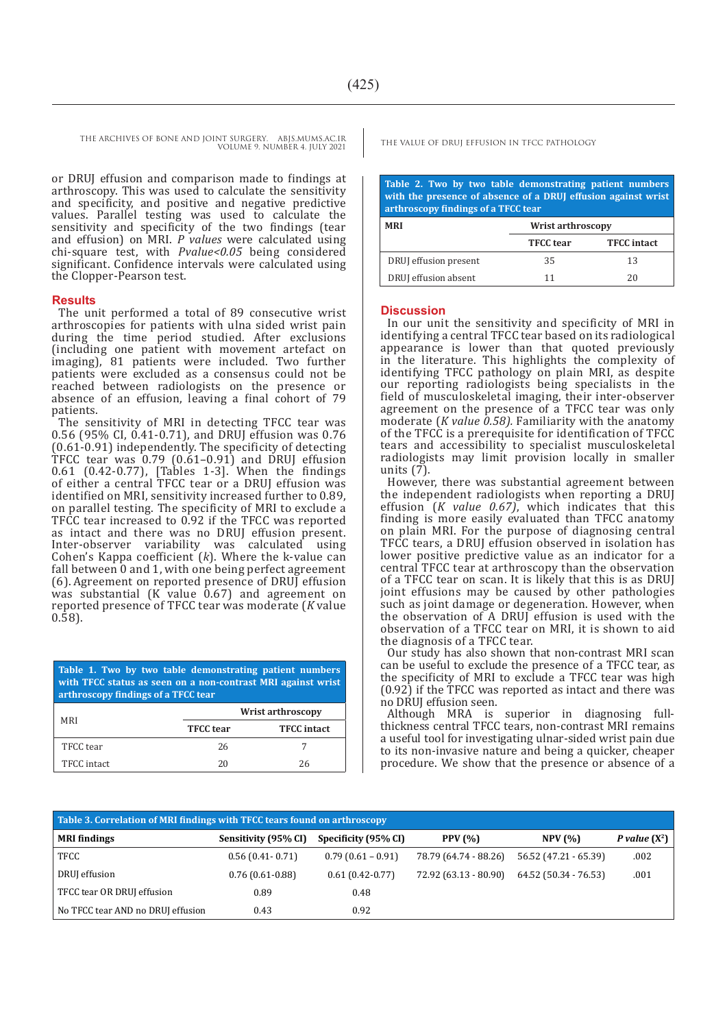or DRUJ effusion and comparison made to findings at arthroscopy. This was used to calculate the sensitivity and specificity, and positive and negative predictive values. Parallel testing was used to calculate the sensitivity and specificity of the two findings (tear and effusion) on MRI. *P values* were calculated using chi-square test, with *Pvalue<0.05* being considered significant. Confidence intervals were calculated using the Clopper-Pearson test.

## Results

The unit performed a total of 89 consecutive wrist arthroscopies for patients with ulna sided wrist pain during the time period studied. After exclusions (including one patient with movement artefact on imaging), 81 patients were included. Two further patients were excluded as a consensus could not be reached between radiologists on the presence or absence of an effusion, leaving a final cohort of 79 patients.

The sensitivity of MRI in detecting TFCC tear was 0.56 (95% CI, 0.41-0.71), and DRUJ effusion was 0.76 (0.61-0.91) independently. The specificity of detecting TFCC tear was 0.79 (0.61–0.91) and DRUJ effusion 0.61 (0.42-0.77), [Tables 1-3]. When the findings of either a central TFCC tear or a DRUJ effusion was identified on MRI, sensitivity increased further to 0.89, on parallel testing. The specificity of MRI to exclude a TFCC tear increased to 0.92 if the TFCC was reported as intact and there was no DRUJ effusion present. Inter-observer variability was calculated using Cohen's Kappa coefficient (*k*). Where the k-value can fall between 0 and 1, with one being perfect agreement (6). Agreement on reported presence of DRUJ effusion was substantial (K value 0.67) and agreement on reported presence of TFCC tear was moderate (*K* value 0.58).

**Table 1. Two by two table demonstrating patient numbers with TFCC status as seen on a non-contrast MRI against wrist arthroscopy findings of a TFCC tear**

| MRI | Wrist arthroscopy | |
|---|---|---|
| | TFCC tear | TFCC intact |
| TFCC tear | 26 | 7 |
| TFCC intact | 20 | 26 |

**Table 2. Two by two table demonstrating patient numbers with the presence of absence of a DRUJ effusion against wrist arthroscopy findings of a TFCC tear**

| MRI | Wrist arthroscopy | |
|---|---|---|
| | TFCC tear | TFCC intact |
| DRUJ effusion present | 35 | 13 |
| DRUJ effusion absent | 11 | 20 |

## Discussion

In our unit the sensitivity and specificity of MRI in identifying a central TFCC tear based on its radiological appearance is lower than that quoted previously in the literature. This highlights the complexity of identifying TFCC pathology on plain MRI, as despite our reporting radiologists being specialists in the field of musculoskeletal imaging, their inter-observer agreement on the presence of a TFCC tear was only moderate (*K value 0.58).* Familiarity with the anatomy of the TFCC is a prerequisite for identification of TFCC tears and accessibility to specialist musculoskeletal radiologists may limit provision locally in smaller units (7).

However, there was substantial agreement between the independent radiologists when reporting a DRUJ effusion (*K value 0.67)*, which indicates that this finding is more easily evaluated than TFCC anatomy on plain MRI. For the purpose of diagnosing central TFCC tears, a DRUJ effusion observed in isolation has lower positive predictive value as an indicator for a central TFCC tear at arthroscopy than the observation of a TFCC tear on scan. It is likely that this is as DRUJ joint effusions may be caused by other pathologies such as joint damage or degeneration. However, when the observation of A DRUJ effusion is used with the observation of a TFCC tear on MRI, it is shown to aid the diagnosis of a TFCC tear.

Our study has also shown that non-contrast MRI scan can be useful to exclude the presence of a TFCC tear, as the specificity of MRI to exclude a TFCC tear was high (0.92) if the TFCC was reported as intact and there was no DRUJ effusion seen.

Although MRA is superior in diagnosing full-thickness central TFCC tears, non-contrast MRI remains a useful tool for investigating ulnar-sided wrist pain due to its non-invasive nature and being a quicker, cheaper procedure. We show that the presence or absence of a

**Table 3. Correlation of MRI findings with TFCC tears found on arthroscopy**

| MRI findings | Sensitivity (95% CI) | Specificity (95% CI) | PPV (%) | NPV (%) | *P value* ($X^2$) |
|---|---|---|---|---|---|
| TFCC | 0.56 (0.41- 0.71) | 0.79 (0.61 – 0.91) | 78.79 (64.74 - 88.26) | 56.52 (47.21 - 65.39) | .002 |
| DRUJ effusion | 0.76 (0.61-0.88) | 0.61 (0.42-0.77) | 72.92 (63.13 - 80.90) | 64.52 (50.34 - 76.53) | .001 |
| TFCC tear OR DRUJ effusion | 0.89 | 0.48 | | | |
| No TFCC tear AND no DRUJ effusion | 0.43 | 0.92 | | | |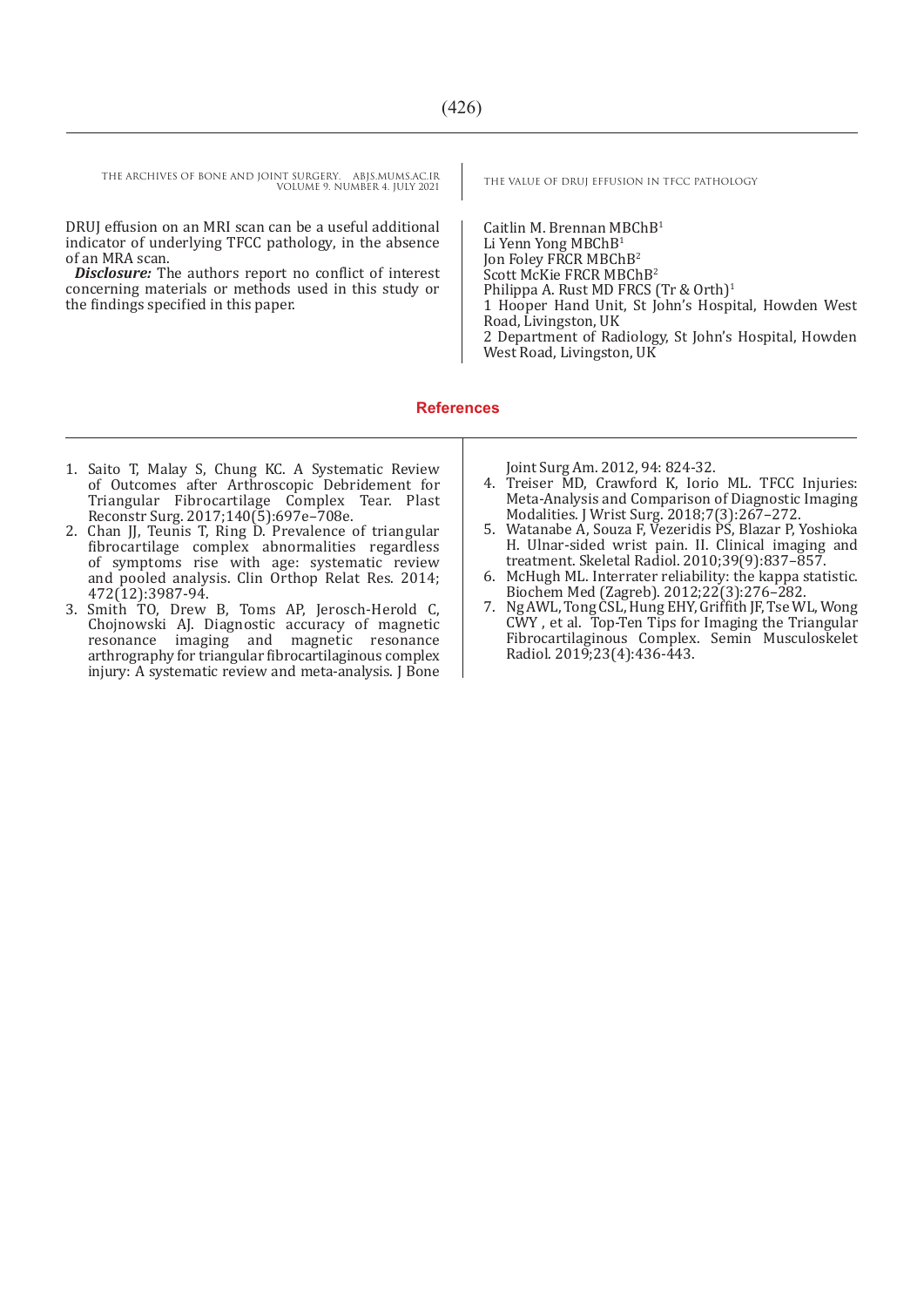DRUJ effusion on an MRI scan can be a useful additional indicator of underlying TFCC pathology, in the absence of an MRA scan.

***Disclosure:*** The authors report no conflict of interest concerning materials or methods used in this study or the findings specified in this paper.

Caitlin M. Brennan MBChB[1]
Li Yenn Yong MBChB[1]
Jon Foley FRCR MBChB[2]
Scott McKie FRCR MBChB[2]
Philippa A. Rust MD FRCS (Tr & Orth)[1]
1 Hooper Hand Unit, St John's Hospital, Howden West Road, Livingston, UK
2 Department of Radiology, St John's Hospital, Howden West Road, Livingston, UK

## References

1. Saito T, Malay S, Chung KC. A Systematic Review of Outcomes after Arthroscopic Debridement for Triangular Fibrocartilage Complex Tear. Plast Reconstr Surg. 2017;140(5):697e–708e.
2. Chan JJ, Teunis T, Ring D. Prevalence of triangular fibrocartilage complex abnormalities regardless of symptoms rise with age: systematic review and pooled analysis. Clin Orthop Relat Res. 2014; 472(12):3987-94.
3. Smith TO, Drew B, Toms AP, Jerosch-Herold C, Chojnowski AJ. Diagnostic accuracy of magnetic resonance imaging and magnetic resonance arthrography for triangular fibrocartilaginous complex injury: A systematic review and meta-analysis. J Bone Joint Surg Am. 2012, 94: 824-32.
4. Treiser MD, Crawford K, Iorio ML. TFCC Injuries: Meta-Analysis and Comparison of Diagnostic Imaging Modalities. J Wrist Surg. 2018;7(3):267–272.
5. Watanabe A, Souza F, Vezeridis PS, Blazar P, Yoshioka H. Ulnar-sided wrist pain. II. Clinical imaging and treatment. Skeletal Radiol. 2010;39(9):837–857.
6. McHugh ML. Interrater reliability: the kappa statistic. Biochem Med (Zagreb). 2012;22(3):276–282.
7. Ng AWL, Tong CSL, Hung EHY, Griffith JF, Tse WL, Wong CWY , et al. Top-Ten Tips for Imaging the Triangular Fibrocartilaginous Complex. Semin Musculoskelet Radiol. 2019;23(4):436-443.